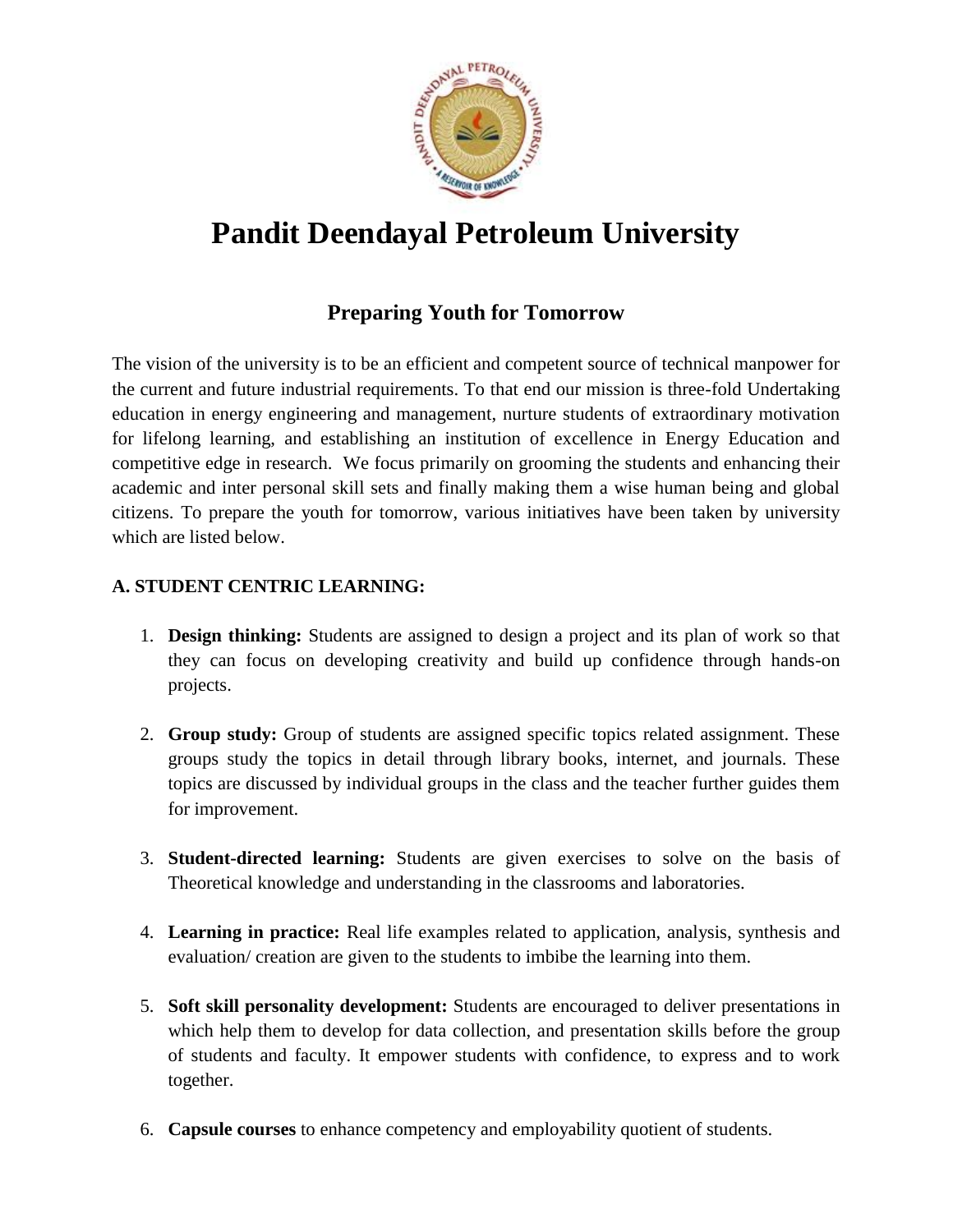# Pandit Deendayal Petroleum University

## Preparing Youth for Tomorrow

The vision of the university is to be an efficient and competent source of technical manpower for the current and future industrial requirements. To that end our mission is three-fold Undertaking education in energy engineering and management, nurture students of extraordinary motivation for lifelong learning, and establishing an institution of excellence in Energy Education and competitive edge in research. We focus primarily on grooming the students and enhancing their academic and inter personal skill sets and finally making them a wise human being and global citizens. To prepare the youth for tomorrow, various initiatives have been taken by university which are listed below.

### A. STUDENT CENTRIC LEARNING:

1. **Design thinking:** Students are assigned to design a project and its plan of work so that they can focus on developing creativity and build up confidence through hands-on projects.

2. **Group study:** Group of students are assigned specific topics related assignment. These groups study the topics in detail through library books, internet, and journals. These topics are discussed by individual groups in the class and the teacher further guides them for improvement.

3. **Student-directed learning:** Students are given exercises to solve on the basis of Theoretical knowledge and understanding in the classrooms and laboratories.

4. **Learning in practice:** Real life examples related to application, analysis, synthesis and evaluation/ creation are given to the students to imbibe the learning into them.

5. **Soft skill personality development:** Students are encouraged to deliver presentations in which help them to develop for data collection, and presentation skills before the group of students and faculty. It empower students with confidence, to express and to work together.

6. **Capsule courses** to enhance competency and employability quotient of students.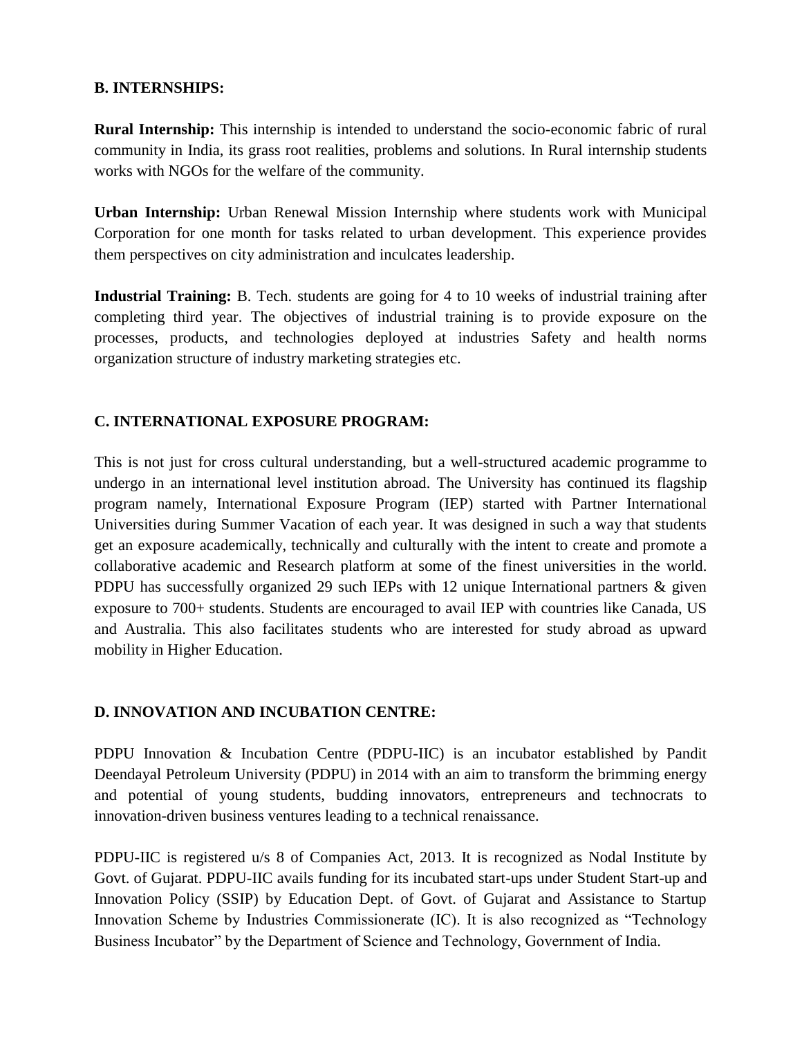**B. INTERNSHIPS:**

**Rural Internship:** This internship is intended to understand the socio-economic fabric of rural community in India, its grass root realities, problems and solutions. In Rural internship students works with NGOs for the welfare of the community.

**Urban Internship:** Urban Renewal Mission Internship where students work with Municipal Corporation for one month for tasks related to urban development. This experience provides them perspectives on city administration and inculcates leadership.

**Industrial Training:** B. Tech. students are going for 4 to 10 weeks of industrial training after completing third year. The objectives of industrial training is to provide exposure on the processes, products, and technologies deployed at industries Safety and health norms organization structure of industry marketing strategies etc.

**C. INTERNATIONAL EXPOSURE PROGRAM:**

This is not just for cross cultural understanding, but a well-structured academic programme to undergo in an international level institution abroad. The University has continued its flagship program namely, International Exposure Program (IEP) started with Partner International Universities during Summer Vacation of each year. It was designed in such a way that students get an exposure academically, technically and culturally with the intent to create and promote a collaborative academic and Research platform at some of the finest universities in the world. PDPU has successfully organized 29 such IEPs with 12 unique International partners & given exposure to 700+ students. Students are encouraged to avail IEP with countries like Canada, US and Australia. This also facilitates students who are interested for study abroad as upward mobility in Higher Education.

**D. INNOVATION AND INCUBATION CENTRE:**

PDPU Innovation & Incubation Centre (PDPU-IIC) is an incubator established by Pandit Deendayal Petroleum University (PDPU) in 2014 with an aim to transform the brimming energy and potential of young students, budding innovators, entrepreneurs and technocrats to innovation-driven business ventures leading to a technical renaissance.

PDPU-IIC is registered u/s 8 of Companies Act, 2013. It is recognized as Nodal Institute by Govt. of Gujarat. PDPU-IIC avails funding for its incubated start-ups under Student Start-up and Innovation Policy (SSIP) by Education Dept. of Govt. of Gujarat and Assistance to Startup Innovation Scheme by Industries Commissionerate (IC). It is also recognized as "Technology Business Incubator" by the Department of Science and Technology, Government of India.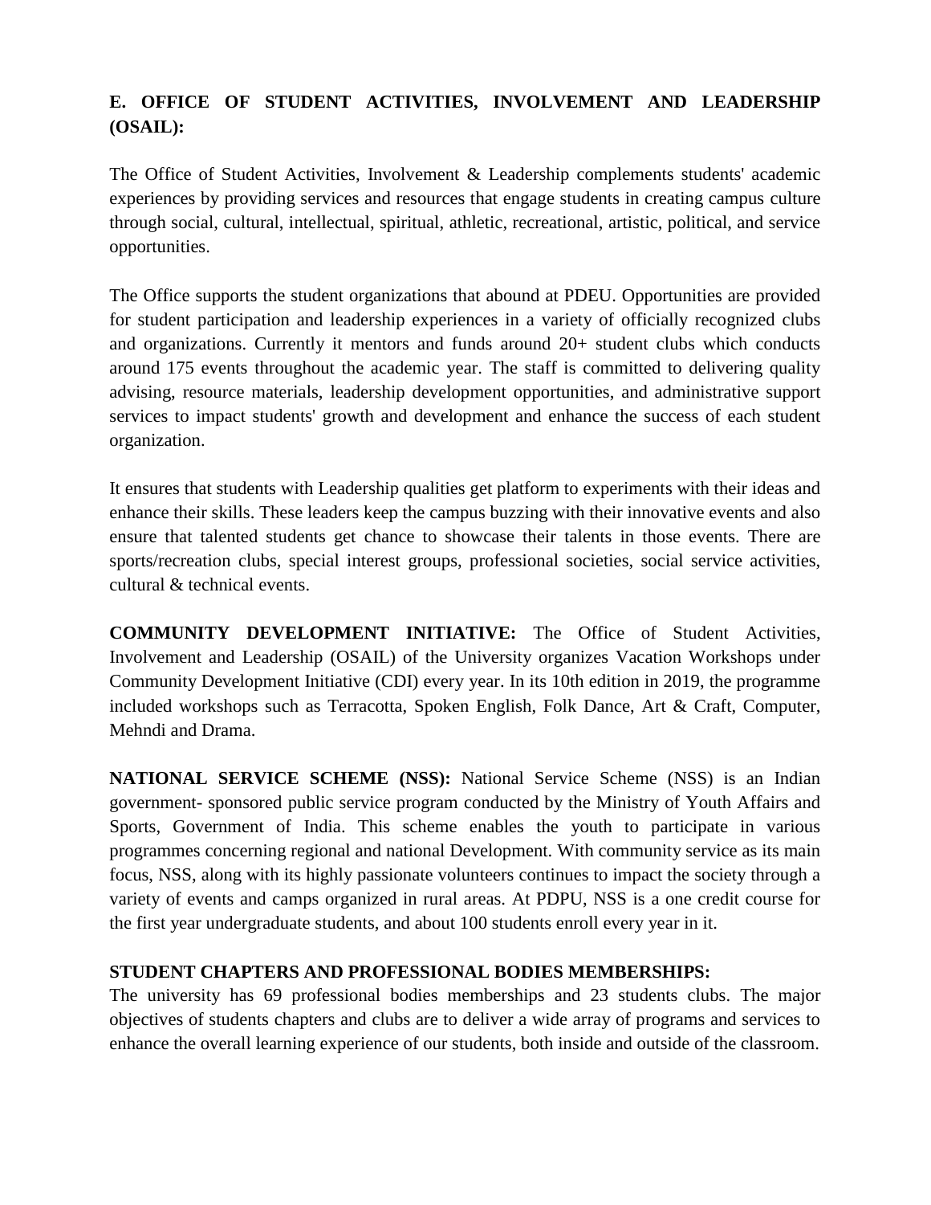## E. OFFICE OF STUDENT ACTIVITIES, INVOLVEMENT AND LEADERSHIP (OSAIL):

The Office of Student Activities, Involvement & Leadership complements students' academic experiences by providing services and resources that engage students in creating campus culture through social, cultural, intellectual, spiritual, athletic, recreational, artistic, political, and service opportunities.

The Office supports the student organizations that abound at PDEU. Opportunities are provided for student participation and leadership experiences in a variety of officially recognized clubs and organizations. Currently it mentors and funds around 20+ student clubs which conducts around 175 events throughout the academic year. The staff is committed to delivering quality advising, resource materials, leadership development opportunities, and administrative support services to impact students' growth and development and enhance the success of each student organization.

It ensures that students with Leadership qualities get platform to experiments with their ideas and enhance their skills. These leaders keep the campus buzzing with their innovative events and also ensure that talented students get chance to showcase their talents in those events. There are sports/recreation clubs, special interest groups, professional societies, social service activities, cultural & technical events.

**COMMUNITY DEVELOPMENT INITIATIVE:** The Office of Student Activities, Involvement and Leadership (OSAIL) of the University organizes Vacation Workshops under Community Development Initiative (CDI) every year. In its 10th edition in 2019, the programme included workshops such as Terracotta, Spoken English, Folk Dance, Art & Craft, Computer, Mehndi and Drama.

**NATIONAL SERVICE SCHEME (NSS):** National Service Scheme (NSS) is an Indian government- sponsored public service program conducted by the Ministry of Youth Affairs and Sports, Government of India. This scheme enables the youth to participate in various programmes concerning regional and national Development. With community service as its main focus, NSS, along with its highly passionate volunteers continues to impact the society through a variety of events and camps organized in rural areas. At PDPU, NSS is a one credit course for the first year undergraduate students, and about 100 students enroll every year in it.

**STUDENT CHAPTERS AND PROFESSIONAL BODIES MEMBERSHIPS:**

The university has 69 professional bodies memberships and 23 students clubs. The major objectives of students chapters and clubs are to deliver a wide array of programs and services to enhance the overall learning experience of our students, both inside and outside of the classroom.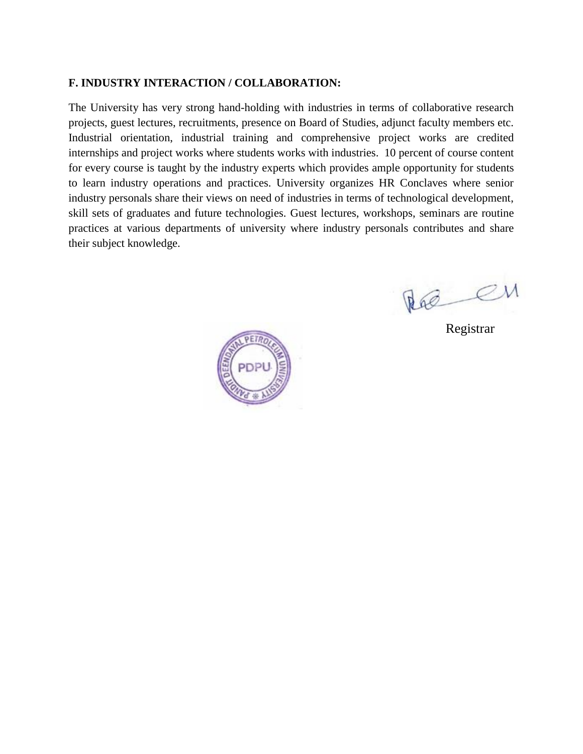**F. INDUSTRY INTERACTION / COLLABORATION:**

The University has very strong hand-holding with industries in terms of collaborative research projects, guest lectures, recruitments, presence on Board of Studies, adjunct faculty members etc. Industrial orientation, industrial training and comprehensive project works are credited internships and project works where students works with industries. 10 percent of course content for every course is taught by the industry experts which provides ample opportunity for students to learn industry operations and practices. University organizes HR Conclaves where senior industry personals share their views on need of industries in terms of technological development, skill sets of graduates and future technologies. Guest lectures, workshops, seminars are routine practices at various departments of university where industry personals contributes and share their subject knowledge.

Registrar